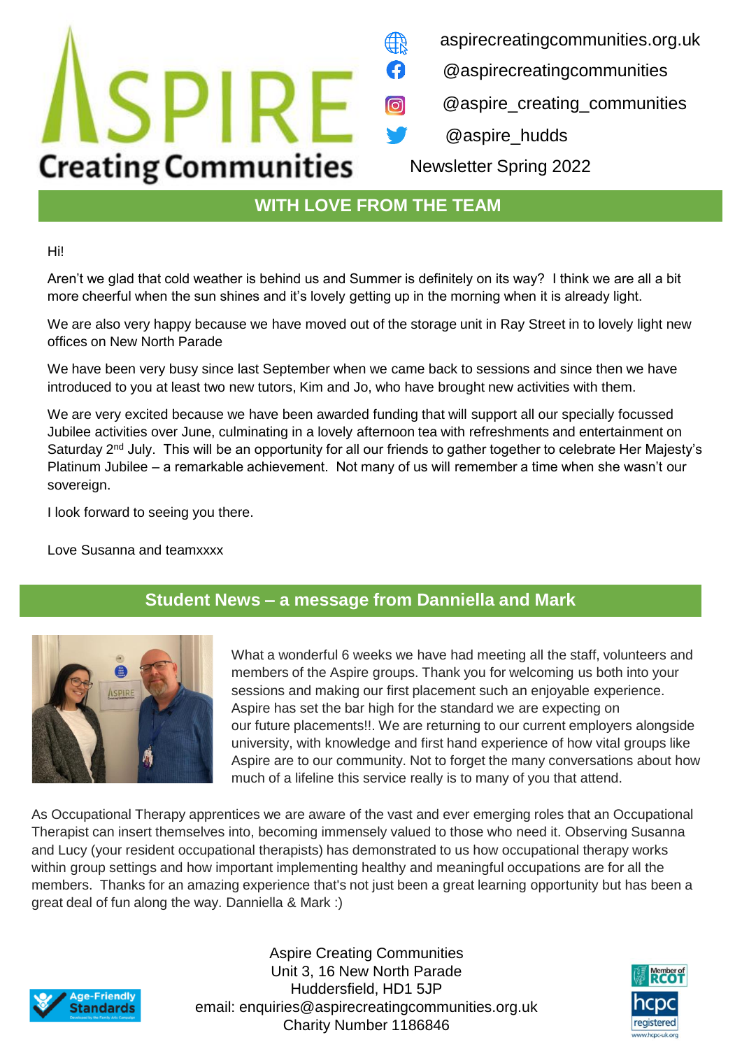# ASPIRE Creating Communities

aspirecreatingcommunities.org.uk
@aspirecreatingcommunities
@aspire_creating_communities
@aspire_hudds

Newsletter Spring 2022

## WITH LOVE FROM THE TEAM

Hi!

Aren't we glad that cold weather is behind us and Summer is definitely on its way? I think we are all a bit more cheerful when the sun shines and it's lovely getting up in the morning when it is already light.

We are also very happy because we have moved out of the storage unit in Ray Street in to lovely light new offices on New North Parade

We have been very busy since last September when we came back to sessions and since then we have introduced to you at least two new tutors, Kim and Jo, who have brought new activities with them.

We are very excited because we have been awarded funding that will support all our specially focussed Jubilee activities over June, culminating in a lovely afternoon tea with refreshments and entertainment on Saturday 2nd July. This will be an opportunity for all our friends to gather together to celebrate Her Majesty's Platinum Jubilee – a remarkable achievement. Not many of us will remember a time when she wasn't our sovereign.

I look forward to seeing you there.

Love Susanna and teamxxxx

## Student News – a message from Danniella and Mark

What a wonderful 6 weeks we have had meeting all the staff, volunteers and members of the Aspire groups. Thank you for welcoming us both into your sessions and making our first placement such an enjoyable experience. Aspire has set the bar high for the standard we are expecting on our future placements!!. We are returning to our current employers alongside university, with knowledge and first hand experience of how vital groups like Aspire are to our community. Not to forget the many conversations about how much of a lifeline this service really is to many of you that attend.

As Occupational Therapy apprentices we are aware of the vast and ever emerging roles that an Occupational Therapist can insert themselves into, becoming immensely valued to those who need it. Observing Susanna and Lucy (your resident occupational therapists) has demonstrated to us how occupational therapy works within group settings and how important implementing healthy and meaningful occupations are for all the members. Thanks for an amazing experience that's not just been a great learning opportunity but has been a great deal of fun along the way. Danniella & Mark :)

Aspire Creating Communities
Unit 3, 16 New North Parade
Huddersfield, HD1 5JP
email: enquiries@aspirecreatingcommunities.org.uk
Charity Number 1186846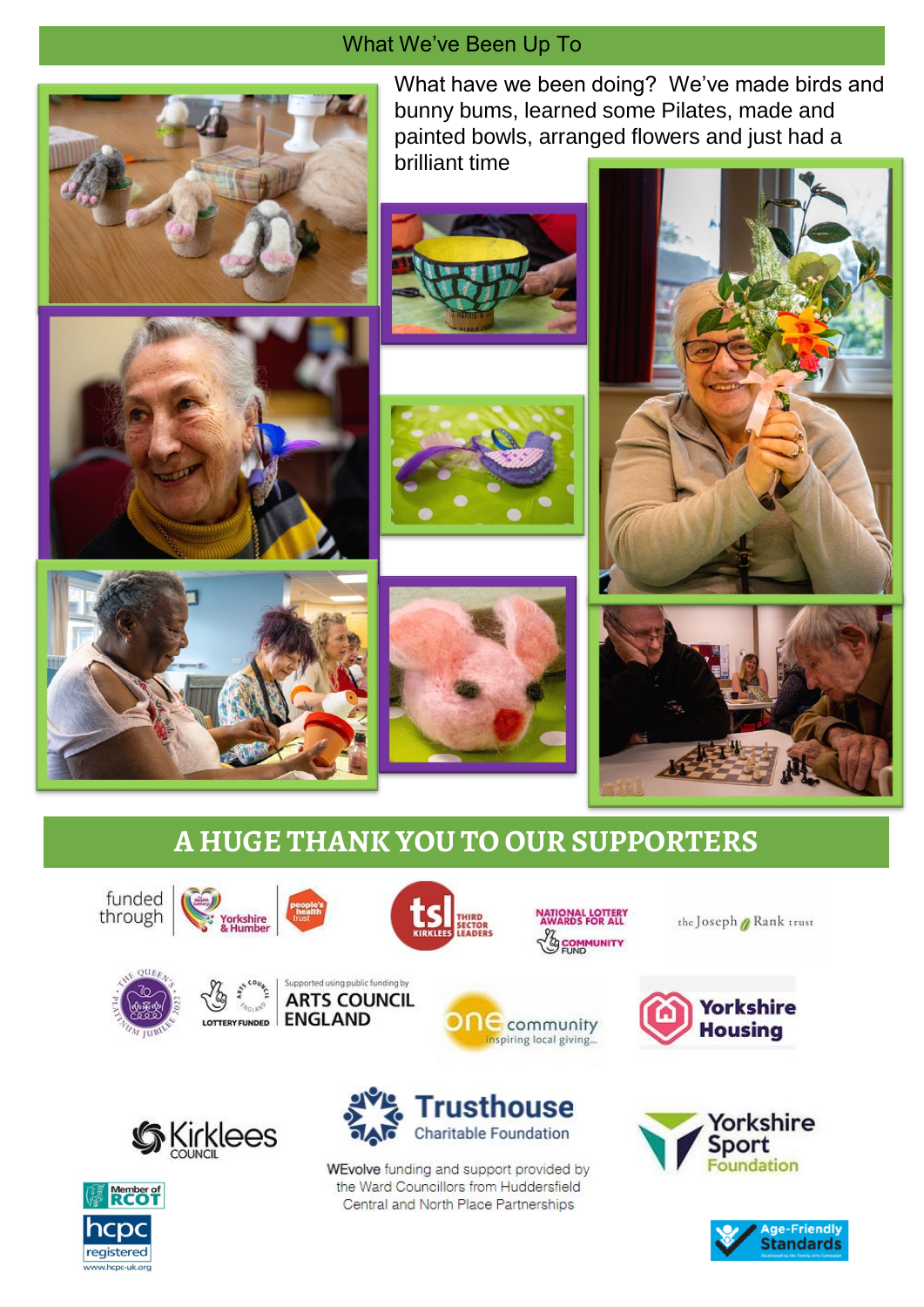## What We've Been Up To

What have we been doing? We've made birds and bunny bums, learned some Pilates, made and painted bowls, arranged flowers and just had a brilliant time

## A HUGE THANK YOU TO OUR SUPPORTERS

funded through Yorkshire & Humber people's health trust

tsl KIRKLEES THIRD SECTOR LEADERS

NATIONAL LOTTERY AWARDS FOR ALL COMMUNITY FUND

the Joseph Rank trust

LOTTERY FUNDED Supported using public funding by ARTS COUNCIL ENGLAND

one community inspiring local giving...

Yorkshire Housing

Kirklees COUNCIL

Trusthouse Charitable Foundation

WEvolve funding and support provided by the Ward Councillors from Huddersfield Central and North Place Partnerships

Yorkshire Sport Foundation

Member of RCOT

hcpc registered www.hcpc-uk.org

Age-Friendly Standards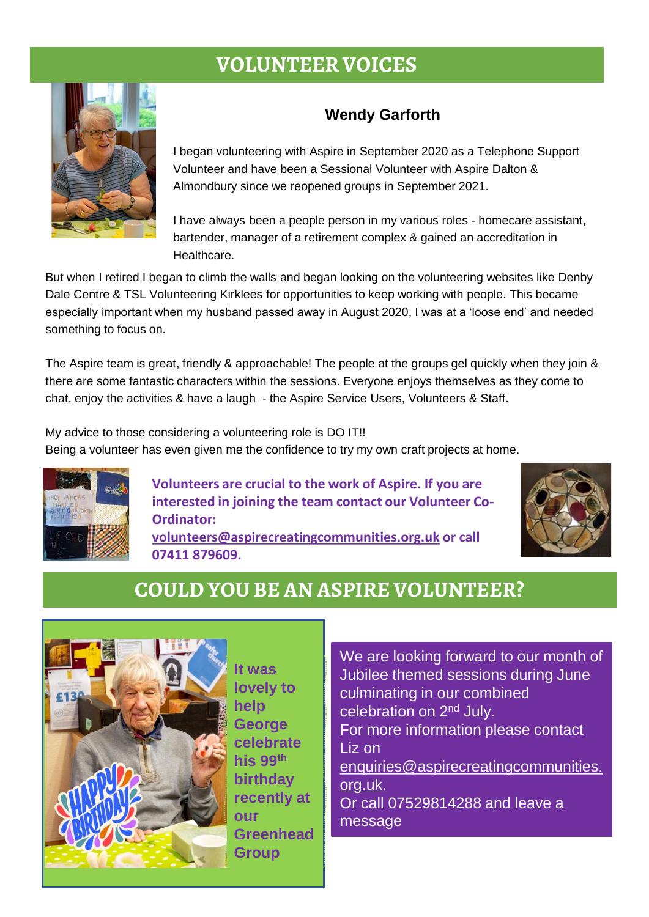# VOLUNTEER VOICES

### Wendy Garforth

I began volunteering with Aspire in September 2020 as a Telephone Support Volunteer and have been a Sessional Volunteer with Aspire Dalton & Almondbury since we reopened groups in September 2021.

I have always been a people person in my various roles - homecare assistant, bartender, manager of a retirement complex & gained an accreditation in Healthcare.

But when I retired I began to climb the walls and began looking on the volunteering websites like Denby Dale Centre & TSL Volunteering Kirklees for opportunities to keep working with people. This became especially important when my husband passed away in August 2020, I was at a 'loose end' and needed something to focus on.

The Aspire team is great, friendly & approachable! The people at the groups gel quickly when they join & there are some fantastic characters within the sessions. Everyone enjoys themselves as they come to chat, enjoy the activities & have a laugh - the Aspire Service Users, Volunteers & Staff.

My advice to those considering a volunteering role is DO IT!!
Being a volunteer has even given me the confidence to try my own craft projects at home.

**Volunteers are crucial to the work of Aspire. If you are interested in joining the team contact our Volunteer Co-Ordinator: volunteers@aspirecreatingcommunities.org.uk or call 07411 879609.**

# COULD YOU BE AN ASPIRE VOLUNTEER?

**It was lovely to help George celebrate his 99th birthday recently at our Greenhead Group**

We are looking forward to our month of Jubilee themed sessions during June culminating in our combined celebration on 2nd July.
For more information please contact Liz on enquiries@aspirecreatingcommunities.org.uk.
Or call 07529814288 and leave a message